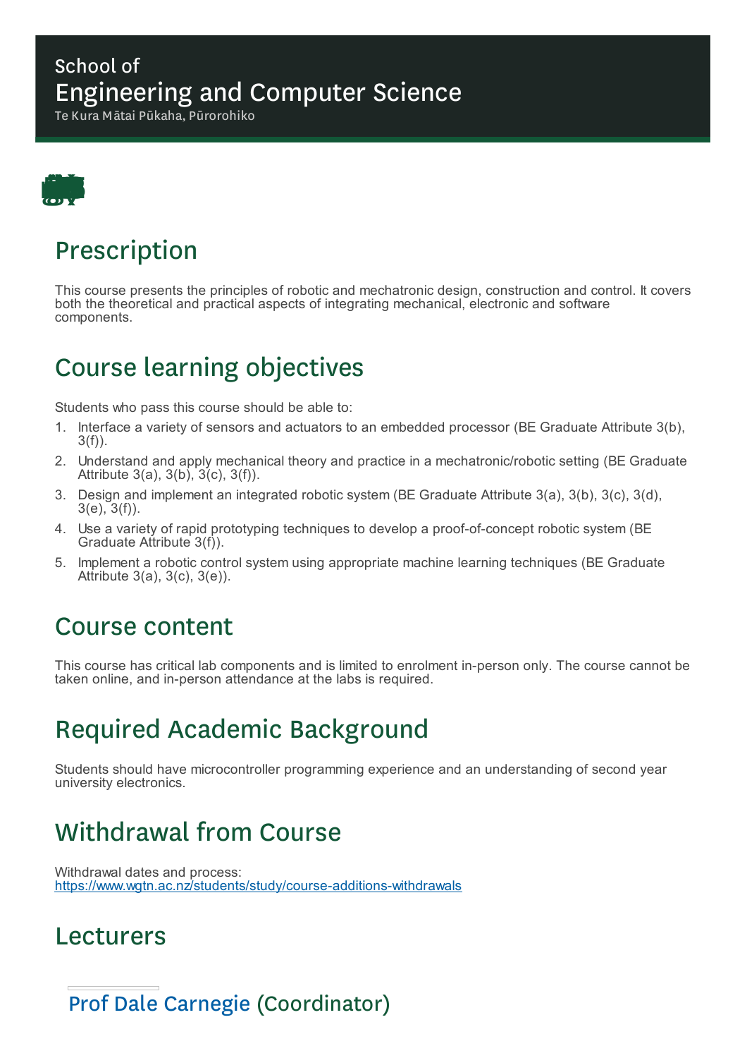School of

# Engineering and Computer Science

Te Kura Mātai Pūkaha, Pūrorohiko

## Prescription

This course presents the principles of robotic and mechatronic design, construction and control. It covers both the theoretical and practical aspects of integrating mechanical, electronic and software components.

## Course learning objectives

Students who pass this course should be able to:

1. Interface a variety of sensors and actuators to an embedded processor (BE Graduate Attribute 3(b), 3(f)).
2. Understand and apply mechanical theory and practice in a mechatronic/robotic setting (BE Graduate Attribute 3(a), 3(b), 3(c), 3(f)).
3. Design and implement an integrated robotic system (BE Graduate Attribute 3(a), 3(b), 3(c), 3(d), 3(e), 3(f)).
4. Use a variety of rapid prototyping techniques to develop a proof-of-concept robotic system (BE Graduate Attribute 3(f)).
5. Implement a robotic control system using appropriate machine learning techniques (BE Graduate Attribute 3(a), 3(c), 3(e)).

## Course content

This course has critical lab components and is limited to enrolment in-person only. The course cannot be taken online, and in-person attendance at the labs is required.

## Required Academic Background

Students should have microcontroller programming experience and an understanding of second year university electronics.

## Withdrawal from Course

Withdrawal dates and process:
https://www.wgtn.ac.nz/students/study/course-additions-withdrawals

## Lecturers

### Prof Dale Carnegie (Coordinator)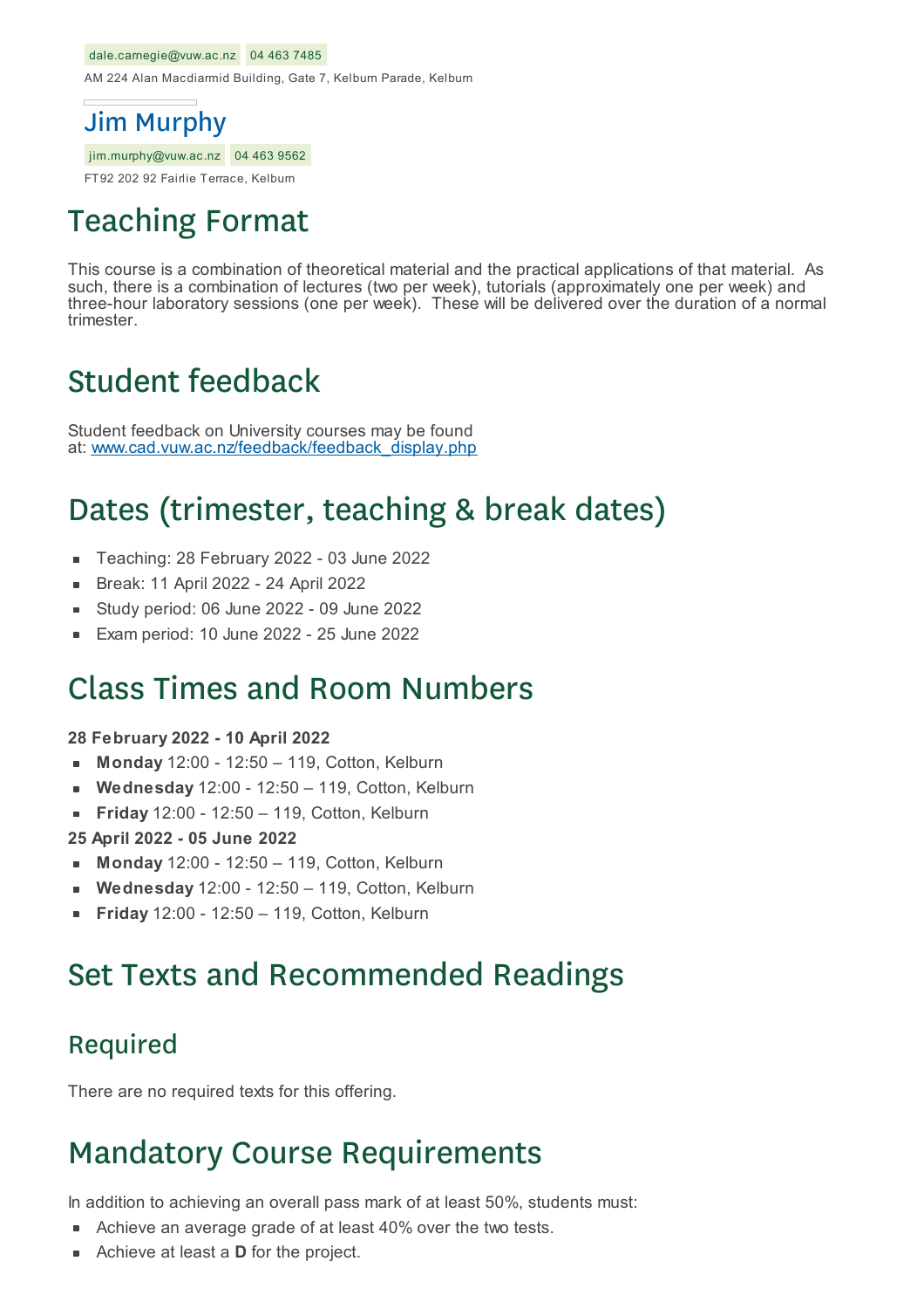dale.carnegie@vuw.ac.nz 04 463 7485

AM 224 Alan Macdiarmid Building, Gate 7, Kelburn Parade, Kelburn

### Jim Murphy

jim.murphy@vuw.ac.nz 04 463 9562

FT92 202 92 Fairlie Terrace, Kelburn

# Teaching Format

This course is a combination of theoretical material and the practical applications of that material. As such, there is a combination of lectures (two per week), tutorials (approximately one per week) and three-hour laboratory sessions (one per week). These will be delivered over the duration of a normal trimester.

# Student feedback

Student feedback on University courses may be found at: [www.cad.vuw.ac.nz/feedback/feedback_display.php](www.cad.vuw.ac.nz/feedback/feedback_display.php)

# Dates (trimester, teaching & break dates)

- Teaching: 28 February 2022 - 03 June 2022
- Break: 11 April 2022 - 24 April 2022
- Study period: 06 June 2022 - 09 June 2022
- Exam period: 10 June 2022 - 25 June 2022

# Class Times and Room Numbers

**28 February 2022 - 10 April 2022**

- **Monday** 12:00 - 12:50 – 119, Cotton, Kelburn
- **Wednesday** 12:00 - 12:50 – 119, Cotton, Kelburn
- **Friday** 12:00 - 12:50 – 119, Cotton, Kelburn

**25 April 2022 - 05 June 2022**

- **Monday** 12:00 - 12:50 – 119, Cotton, Kelburn
- **Wednesday** 12:00 - 12:50 – 119, Cotton, Kelburn
- **Friday** 12:00 - 12:50 – 119, Cotton, Kelburn

# Set Texts and Recommended Readings

## Required

There are no required texts for this offering.

# Mandatory Course Requirements

In addition to achieving an overall pass mark of at least 50%, students must:

- Achieve an average grade of at least 40% over the two tests.
- Achieve at least a **D** for the project.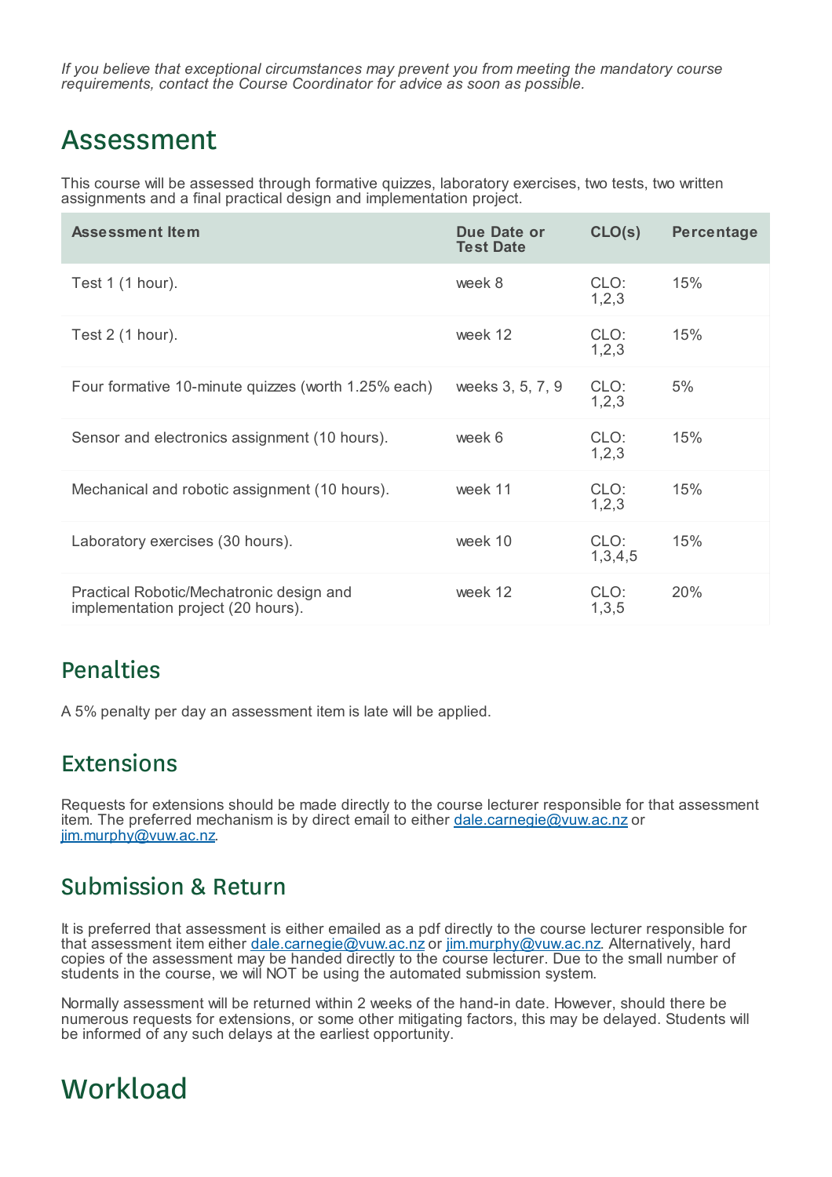*If you believe that exceptional circumstances may prevent you from meeting the mandatory course requirements, contact the Course Coordinator for advice as soon as possible.*

# Assessment

This course will be assessed through formative quizzes, laboratory exercises, two tests, two written assignments and a final practical design and implementation project.

| Assessment Item | Due Date or Test Date | CLO(s) | Percentage |
|---|---|---|---|
| Test 1 (1 hour). | week 8 | CLO: 1,2,3 | 15% |
| Test 2 (1 hour). | week 12 | CLO: 1,2,3 | 15% |
| Four formative 10-minute quizzes (worth 1.25% each) | weeks 3, 5, 7, 9 | CLO: 1,2,3 | 5% |
| Sensor and electronics assignment (10 hours). | week 6 | CLO: 1,2,3 | 15% |
| Mechanical and robotic assignment (10 hours). | week 11 | CLO: 1,2,3 | 15% |
| Laboratory exercises (30 hours). | week 10 | CLO: 1,3,4,5 | 15% |
| Practical Robotic/Mechatronic design and implementation project (20 hours). | week 12 | CLO: 1,3,5 | 20% |

## Penalties

A 5% penalty per day an assessment item is late will be applied.

## Extensions

Requests for extensions should be made directly to the course lecturer responsible for that assessment item. The preferred mechanism is by direct email to either dale.carnegie@vuw.ac.nz or jim.murphy@vuw.ac.nz.

## Submission & Return

It is preferred that assessment is either emailed as a pdf directly to the course lecturer responsible for that assessment item either dale.carnegie@vuw.ac.nz or jim.murphy@vuw.ac.nz. Alternatively, hard copies of the assessment may be handed directly to the course lecturer. Due to the small number of students in the course, we will NOT be using the automated submission system.

Normally assessment will be returned within 2 weeks of the hand-in date. However, should there be numerous requests for extensions, or some other mitigating factors, this may be delayed. Students will be informed of any such delays at the earliest opportunity.

# Workload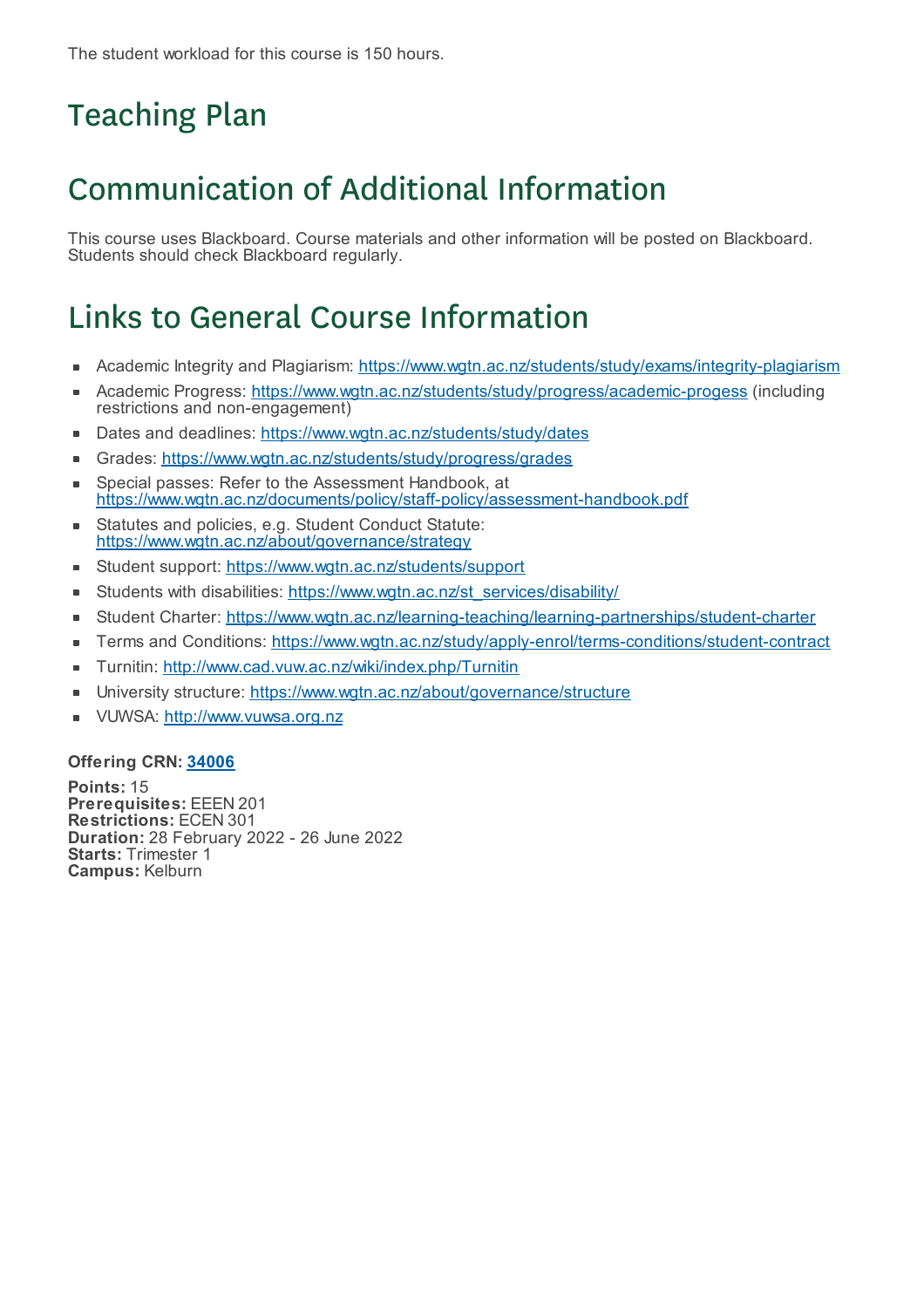The student workload for this course is 150 hours.

# Teaching Plan

# Communication of Additional Information

This course uses Blackboard. Course materials and other information will be posted on Blackboard. Students should check Blackboard regularly.

# Links to General Course Information

- Academic Integrity and Plagiarism: https://www.wgtn.ac.nz/students/study/exams/integrity-plagiarism
- Academic Progress: https://www.wgtn.ac.nz/students/study/progress/academic-progess (including restrictions and non-engagement)
- Dates and deadlines: https://www.wgtn.ac.nz/students/study/dates
- Grades: https://www.wgtn.ac.nz/students/study/progress/grades
- Special passes: Refer to the Assessment Handbook, at https://www.wgtn.ac.nz/documents/policy/staff-policy/assessment-handbook.pdf
- Statutes and policies, e.g. Student Conduct Statute: https://www.wgtn.ac.nz/about/governance/strategy
- Student support: https://www.wgtn.ac.nz/students/support
- Students with disabilities: https://www.wgtn.ac.nz/st_services/disability/
- Student Charter: https://www.wgtn.ac.nz/learning-teaching/learning-partnerships/student-charter
- Terms and Conditions: https://www.wgtn.ac.nz/study/apply-enrol/terms-conditions/student-contract
- Turnitin: http://www.cad.vuw.ac.nz/wiki/index.php/Turnitin
- University structure: https://www.wgtn.ac.nz/about/governance/structure
- VUWSA: http://www.vuwsa.org.nz

**Offering CRN: 34006**

**Points:** 15
**Prerequisites:** EEEN 201
**Restrictions:** ECEN 301
**Duration:** 28 February 2022 - 26 June 2022
**Starts:** Trimester 1
**Campus:** Kelburn